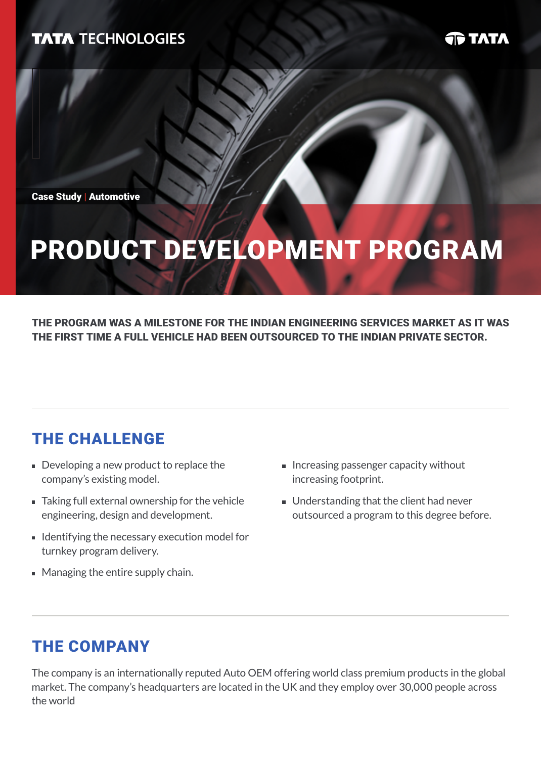TATA TECHNOLOGIES

Case Study | Automotive

# PRODUCT DEVELOPMENT PROGRAM

**THE PROGRAM WAS A MILESTONE FOR THE INDIAN ENGINEERING SERVICES MARKET AS IT WAS THE FIRST TIME A FULL VEHICLE HAD BEEN OUTSOURCED TO THE INDIAN PRIVATE SECTOR.**

## THE CHALLENGE

- Developing a new product to replace the company's existing model.
- Taking full external ownership for the vehicle engineering, design and development.
- Identifying the necessary execution model for turnkey program delivery.
- Managing the entire supply chain.
- Increasing passenger capacity without increasing footprint.
- Understanding that the client had never outsourced a program to this degree before.

## THE COMPANY

The company is an internationally reputed Auto OEM offering world class premium products in the global market. The company's headquarters are located in the UK and they employ over 30,000 people across the world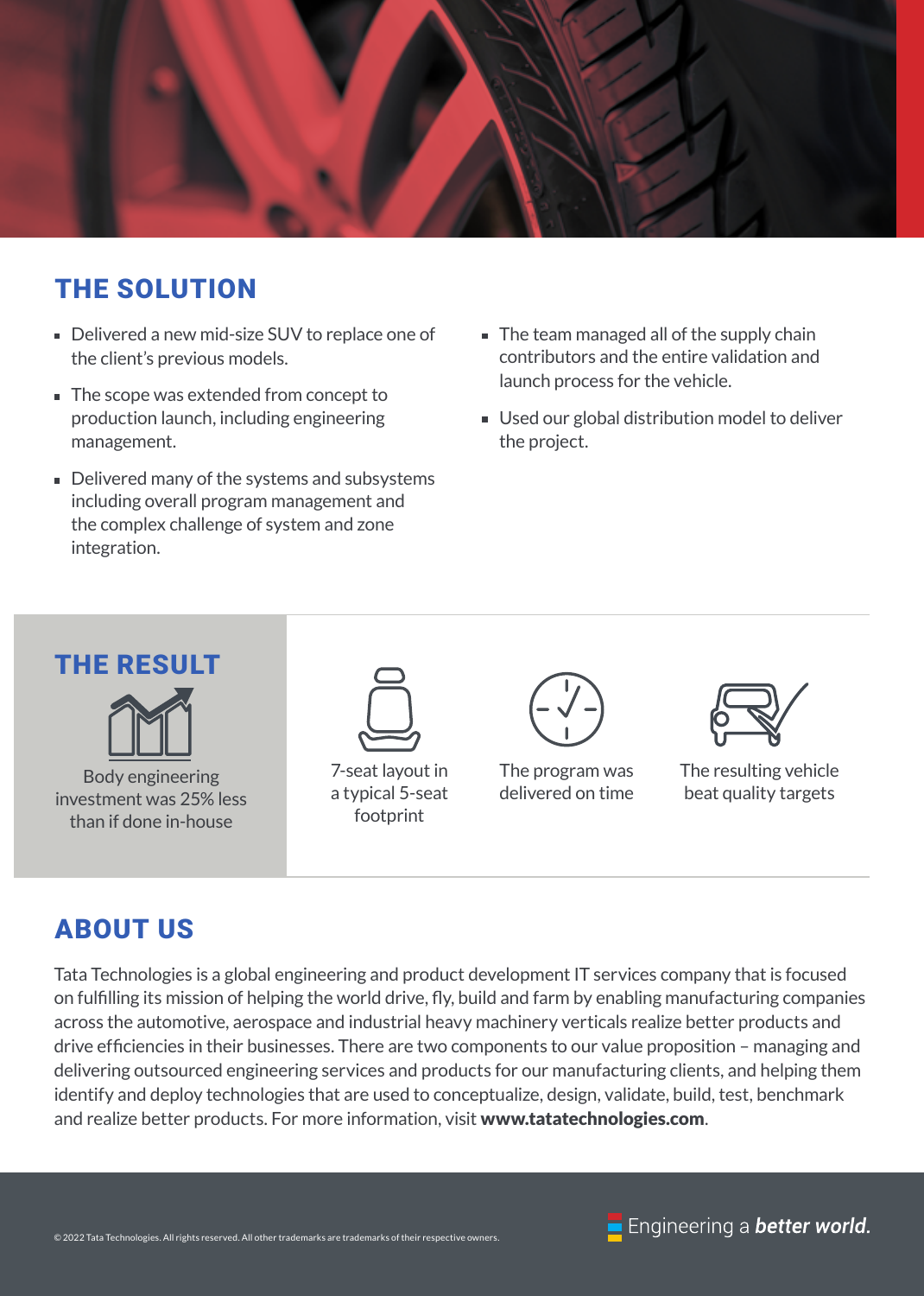## THE SOLUTION

- Delivered a new mid-size SUV to replace one of the client's previous models.
- The scope was extended from concept to production launch, including engineering management.
- Delivered many of the systems and subsystems including overall program management and the complex challenge of system and zone integration.
- The team managed all of the supply chain contributors and the entire validation and launch process for the vehicle.
- Used our global distribution model to deliver the project.

## THE RESULT

Body engineering investment was 25% less than if done in-house

7-seat layout in a typical 5-seat footprint

The program was delivered on time

The resulting vehicle beat quality targets

## ABOUT US

Tata Technologies is a global engineering and product development IT services company that is focused on fulfilling its mission of helping the world drive, fly, build and farm by enabling manufacturing companies across the automotive, aerospace and industrial heavy machinery verticals realize better products and drive efficiencies in their businesses. There are two components to our value proposition – managing and delivering outsourced engineering services and products for our manufacturing clients, and helping them identify and deploy technologies that are used to conceptualize, design, validate, build, test, benchmark and realize better products. For more information, visit **www.tatatechnologies.com**.

© 2022 Tata Technologies. All rights reserved. All other trademarks are trademarks of their respective owners.

Engineering a ***better world.***